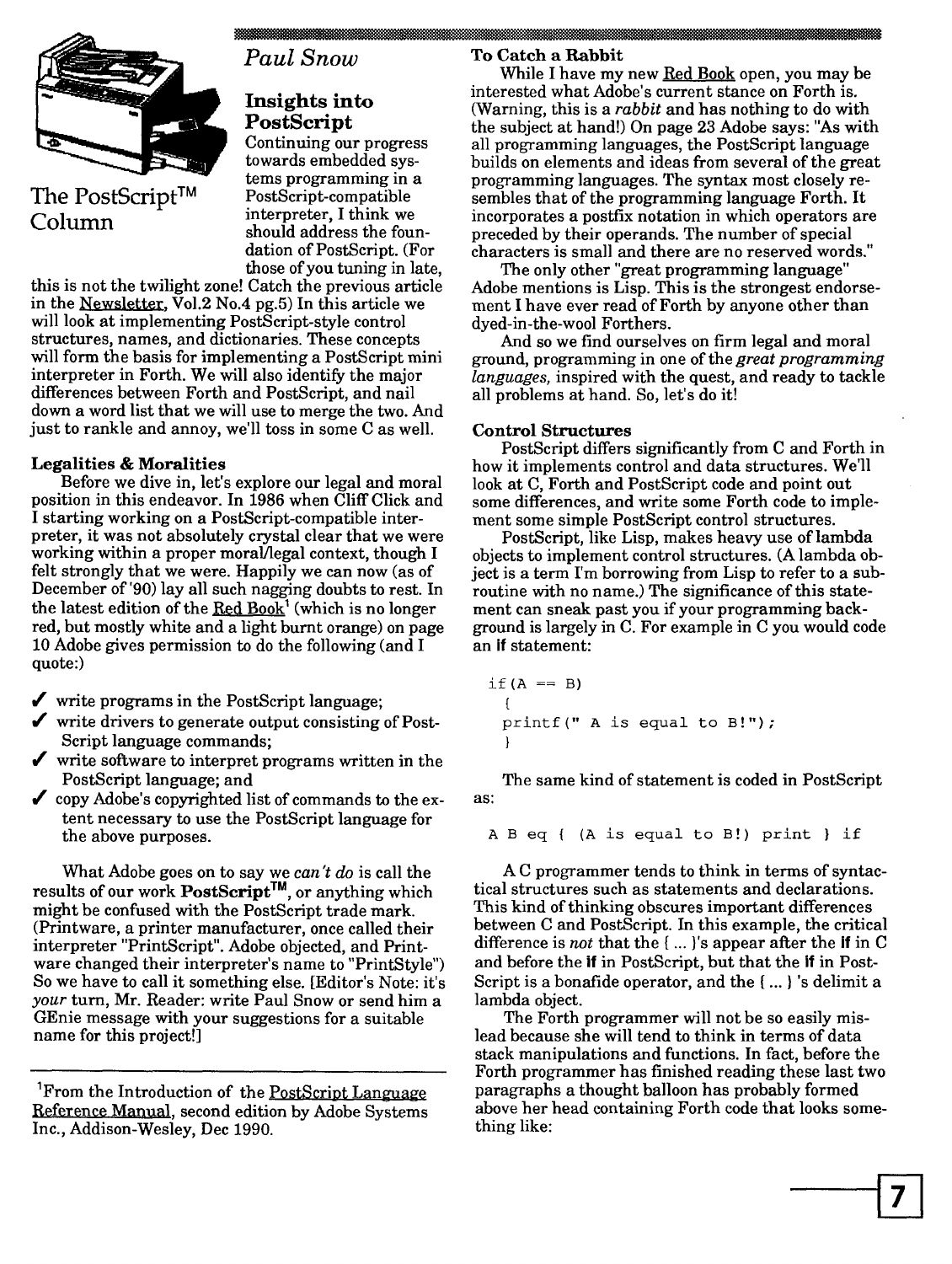# The PostScript™ Column

*Paul Snow*

## Insights into PostScript

Continuing our progress towards embedded systems programming in a PostScript-compatible interpreter, I think we should address the foundation of PostScript. (For those of you tuning in late, this is not the twilight zone! Catch the previous article in the Newsletter, Vol.2 No.4 pg.5) In this article we will look at implementing PostScript-style control structures, names, and dictionaries. These concepts will form the basis for implementing a PostScript mini interpreter in Forth. We will also identify the major differences between Forth and PostScript, and nail down a word list that we will use to merge the two. And just to rankle and annoy, we'll toss in some C as well.

### Legalities & Moralities

Before we dive in, let's explore our legal and moral position in this endeavor. In 1986 when Cliff Click and I starting working on a PostScript-compatible interpreter, it was not absolutely crystal clear that we were working within a proper moral/legal context, though I felt strongly that we were. Happily we can now (as of December of '90) lay all such nagging doubts to rest. In the latest edition of the Red Book[1] (which is no longer red, but mostly white and a light burnt orange) on page 10 Adobe gives permission to do the following (and I quote:)

- ✓ write programs in the PostScript language;
- ✓ write drivers to generate output consisting of PostScript language commands;
- ✓ write software to interpret programs written in the PostScript language; and
- ✓ copy Adobe's copyrighted list of commands to the extent necessary to use the PostScript language for the above purposes.

What Adobe goes on to say we *can't do* is call the results of our work **PostScript™**, or anything which might be confused with the PostScript trade mark. (Printware, a printer manufacturer, once called their interpreter "PrintScript". Adobe objected, and Printware changed their interpreter's name to "PrintStyle") So we have to call it something else. [Editor's Note: it's *your* turn, Mr. Reader: write Paul Snow or send him a GEnie message with your suggestions for a suitable name for this project!]

[1] From the Introduction of the PostScript Language Reference Manual, second edition by Adobe Systems Inc., Addison-Wesley, Dec 1990.

### To Catch a Rabbit

While I have my new Red Book open, you may be interested what Adobe's current stance on Forth is. (Warning, this is a *rabbit* and has nothing to do with the subject at hand!) On page 23 Adobe says: "As with all programming languages, the PostScript language builds on elements and ideas from several of the great programming languages. The syntax most closely resembles that of the programming language Forth. It incorporates a postfix notation in which operators are preceded by their operands. The number of special characters is small and there are no reserved words."

The only other "great programming language" Adobe mentions is Lisp. This is the strongest endorsement I have ever read of Forth by anyone other than dyed-in-the-wool Forthers.

And so we find ourselves on firm legal and moral ground, programming in one of the *great programming languages,* inspired with the quest, and ready to tackle all problems at hand. So, let's do it!

### Control Structures

PostScript differs significantly from C and Forth in how it implements control and data structures. We'll look at C, Forth and PostScript code and point out some differences, and write some Forth code to implement some simple PostScript control structures.

PostScript, like Lisp, makes heavy use of lambda objects to implement control structures. (A lambda object is a term I'm borrowing from Lisp to refer to a subroutine with no name.) The significance of this statement can sneak past you if your programming background is largely in C. For example in C you would code an **if** statement:

```
if(A == B)
  {
  printf(" A is equal to B!");
  }
```

The same kind of statement is coded in PostScript as:

```
A B eq { (A is equal to B!) print } if
```

A C programmer tends to think in terms of syntactical structures such as statements and declarations. This kind of thinking obscures important differences between C and PostScript. In this example, the critical difference is *not* that the { ... }'s appear after the **if** in C and before the **if** in PostScript, but that the **if** in PostScript is a bonafide operator, and the { ... } 's delimit a lambda object.

The Forth programmer will not be so easily mislead because she will tend to think in terms of data stack manipulations and functions. In fact, before the Forth programmer has finished reading these last two paragraphs a thought balloon has probably formed above her head containing Forth code that looks something like: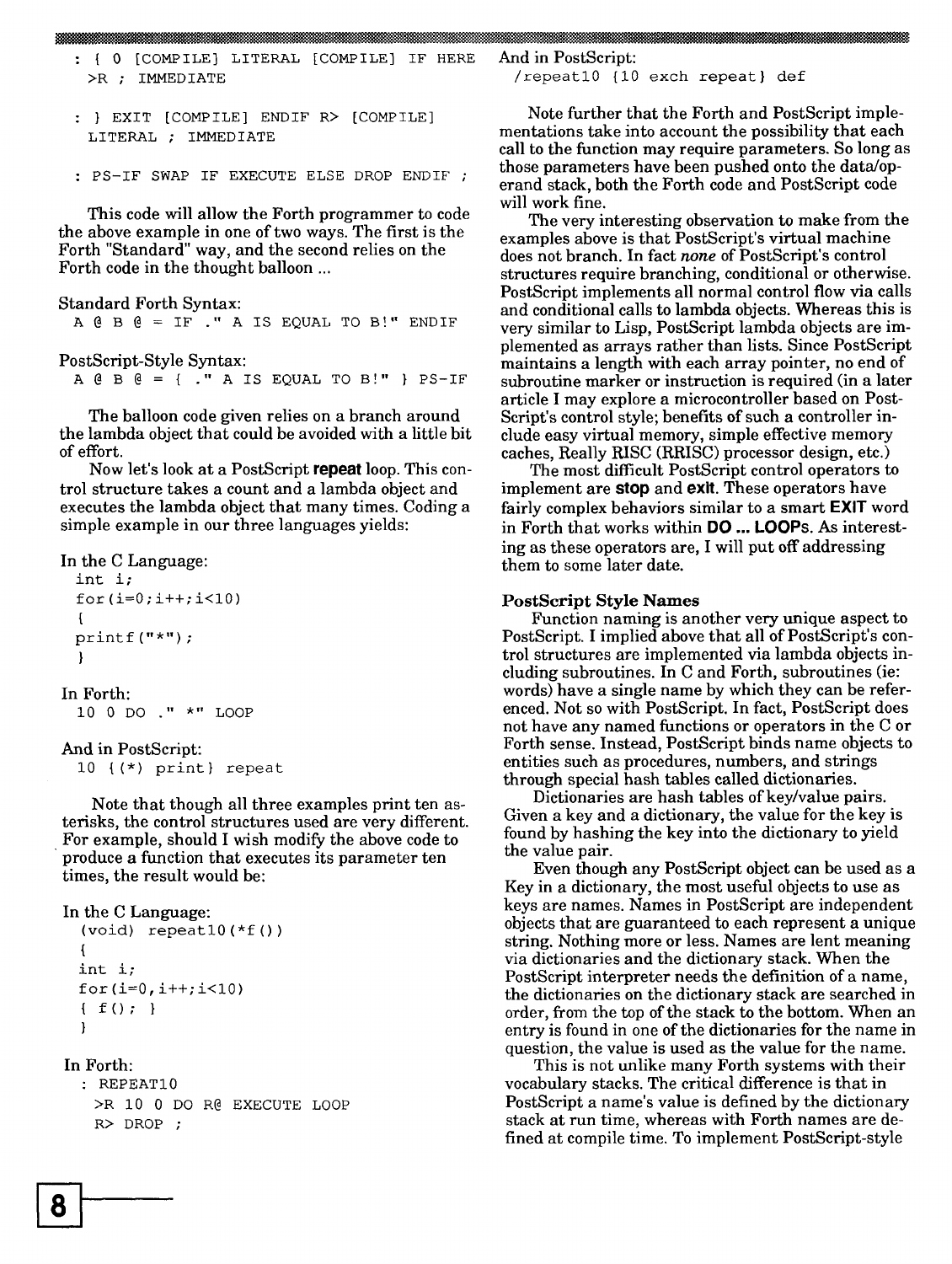```
: { 0 [COMPILE] LITERAL [COMPILE] IF HERE
  >R ; IMMEDIATE

: } EXIT [COMPILE] ENDIF R> [COMPILE]
  LITERAL ; IMMEDIATE

: PS-IF SWAP IF EXECUTE ELSE DROP ENDIF ;
```

This code will allow the Forth programmer to code the above example in one of two ways. The first is the Forth "Standard" way, and the second relies on the Forth code in the thought balloon ...

Standard Forth Syntax:

```
A @ B @ = IF ." A IS EQUAL TO B!" ENDIF
```

PostScript-Style Syntax:

```
A @ B @ = { ." A IS EQUAL TO B!" } PS-IF
```

The balloon code given relies on a branch around the lambda object that could be avoided with a little bit of effort.

Now let's look at a PostScript **repeat** loop. This control structure takes a count and a lambda object and executes the lambda object that many times. Coding a simple example in our three languages yields:

In the C Language:

```
int i;
for(i=0;i++;i<10)
{
printf("*");
}
```

In Forth:

```
10 0 DO ." *" LOOP
```

And in PostScript:

```
10 {(*) print} repeat
```

Note that though all three examples print ten asterisks, the control structures used are very different. For example, should I wish modify the above code to produce a function that executes its parameter ten times, the result would be:

In the C Language:

```
(void) repeat10(*f())
{
int i;
for(i=0,i++;i<10)
{ f(); }
}
```

In Forth:

```
: REPEAT10
  >R 10 0 DO R@ EXECUTE LOOP
  R> DROP ;
```

And in PostScript:

```
/repeat10 {10 exch repeat} def
```

Note further that the Forth and PostScript implementations take into account the possibility that each call to the function may require parameters. So long as those parameters have been pushed onto the data/operand stack, both the Forth code and PostScript code will work fine.

The very interesting observation to make from the examples above is that PostScript's virtual machine does not branch. In fact *none* of PostScript's control structures require branching, conditional or otherwise. PostScript implements all normal control flow via calls and conditional calls to lambda objects. Whereas this is very similar to Lisp, PostScript lambda objects are implemented as arrays rather than lists. Since PostScript maintains a length with each array pointer, no end of subroutine marker or instruction is required (in a later article I may explore a microcontroller based on PostScript's control style; benefits of such a controller include easy virtual memory, simple effective memory caches, Really RISC (RRISC) processor design, etc.)

The most difficult PostScript control operators to implement are **stop** and **exit**. These operators have fairly complex behaviors similar to a smart **EXIT** word in Forth that works within **DO ... LOOP**s. As interesting as these operators are, I will put off addressing them to some later date.

### PostScript Style Names

Function naming is another very unique aspect to PostScript. I implied above that all of PostScript's control structures are implemented via lambda objects including subroutines. In C and Forth, subroutines (ie: words) have a single name by which they can be referenced. Not so with PostScript. In fact, PostScript does not have any named functions or operators in the C or Forth sense. Instead, PostScript binds name objects to entities such as procedures, numbers, and strings through special hash tables called dictionaries.

Dictionaries are hash tables of key/value pairs. Given a key and a dictionary, the value for the key is found by hashing the key into the dictionary to yield the value pair.

Even though any PostScript object can be used as a Key in a dictionary, the most useful objects to use as keys are names. Names in PostScript are independent objects that are guaranteed to each represent a unique string. Nothing more or less. Names are lent meaning via dictionaries and the dictionary stack. When the PostScript interpreter needs the definition of a name, the dictionaries on the dictionary stack are searched in order, from the top of the stack to the bottom. When an entry is found in one of the dictionaries for the name in question, the value is used as the value for the name.

This is not unlike many Forth systems with their vocabulary stacks. The critical difference is that in PostScript a name's value is defined by the dictionary stack at run time, whereas with Forth names are defined at compile time. To implement PostScript-style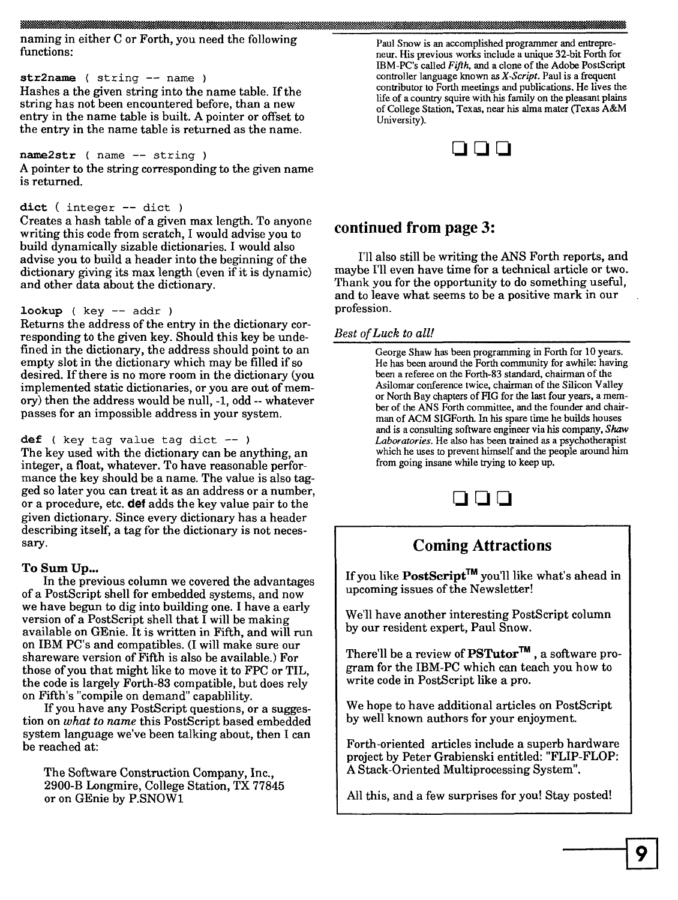naming in either C or Forth, you need the following functions:

**str2name** ( string -- name )
Hashes a the given string into the name table. If the string has not been encountered before, than a new entry in the name table is built. A pointer or offset to the entry in the name table is returned as the name.

**name2str** ( name -- string )
A pointer to the string corresponding to the given name is returned.

**dict** ( integer -- dict )
Creates a hash table of a given max length. To anyone writing this code from scratch, I would advise you to build dynamically sizable dictionaries. I would also advise you to build a header into the beginning of the dictionary giving its max length (even if it is dynamic) and other data about the dictionary.

**lookup** ( key -- addr )
Returns the address of the entry in the dictionary corresponding to the given key. Should this key be undefined in the dictionary, the address should point to an empty slot in the dictionary which may be filled if so desired. If there is no more room in the dictionary (you implemented static dictionaries, or you are out of memory) then the address would be null, -1, odd -- whatever passes for an impossible address in your system.

**def** ( key tag value tag dict -- )
The key used with the dictionary can be anything, an integer, a float, whatever. To have reasonable performance the key should be a name. The value is also tagged so later you can treat it as an address or a number, or a procedure, etc. **def** adds the key value pair to the given dictionary. Since every dictionary has a header describing itself, a tag for the dictionary is not necessary.

**To Sum Up...**

In the previous column we covered the advantages of a PostScript shell for embedded systems, and now we have begun to dig into building one. I have a early version of a PostScript shell that I will be making available on GEnie. It is written in Fifth, and will run on IBM PC's and compatibles. (I will make sure our shareware version of Fifth is also be available.) For those of you that might like to move it to FPC or TIL, the code is largely Forth-83 compatible, but does rely on Fifth's "compile on demand" capablility.

If you have any PostScript questions, or a suggestion on *what to name* this PostScript based embedded system language we've been talking about, then I can be reached at:

The Software Construction Company, Inc.,
2900-B Longmire, College Station, TX 77845
or on GEnie by P.SNOW1

Paul Snow is an accomplished programmer and entrepreneur. His previous works include a unique 32-bit Forth for IBM-PC's called *Fifth*, and a clone of the Adobe PostScript controller language known as *X-Script*. Paul is a frequent contributor to Forth meetings and publications. He lives the life of a country squire with his family on the pleasant plains of College Station, Texas, near his alma mater (Texas A&M University).

❑ ❑ ❑

## continued from page 3:

I'll also still be writing the ANS Forth reports, and maybe I'll even have time for a technical article or two. Thank you for the opportunity to do something useful, and to leave what seems to be a positive mark in our profession.

*Best of Luck to all!*

George Shaw has been programming in Forth for 10 years. He has been around the Forth community for awhile: having been a referee on the Forth-83 standard, chairman of the Asilomar conference twice, chairman of the Silicon Valley or North Bay chapters of FIG for the last four years, a member of the ANS Forth committee, and the founder and chairman of ACM SIGForth. In his spare time he builds houses and is a consulting software engineer via his company, *Shaw Laboratories*. He also has been trained as a psychotherapist which he uses to prevent himself and the people around him from going insane while trying to keep up.

❑ ❑ ❑

## Coming Attractions

If you like **PostScript™** you'll like what's ahead in upcoming issues of the Newsletter!

We'll have another interesting PostScript column by our resident expert, Paul Snow.

There'll be a review of **PSTutor™** , a software program for the IBM-PC which can teach you how to write code in PostScript like a pro.

We hope to have additional articles on PostScript by well known authors for your enjoyment.

Forth-oriented articles include a superb hardware project by Peter Grabienski entitled: "FLIP-FLOP: A Stack-Oriented Multiprocessing System".

All this, and a few surprises for you! Stay posted!